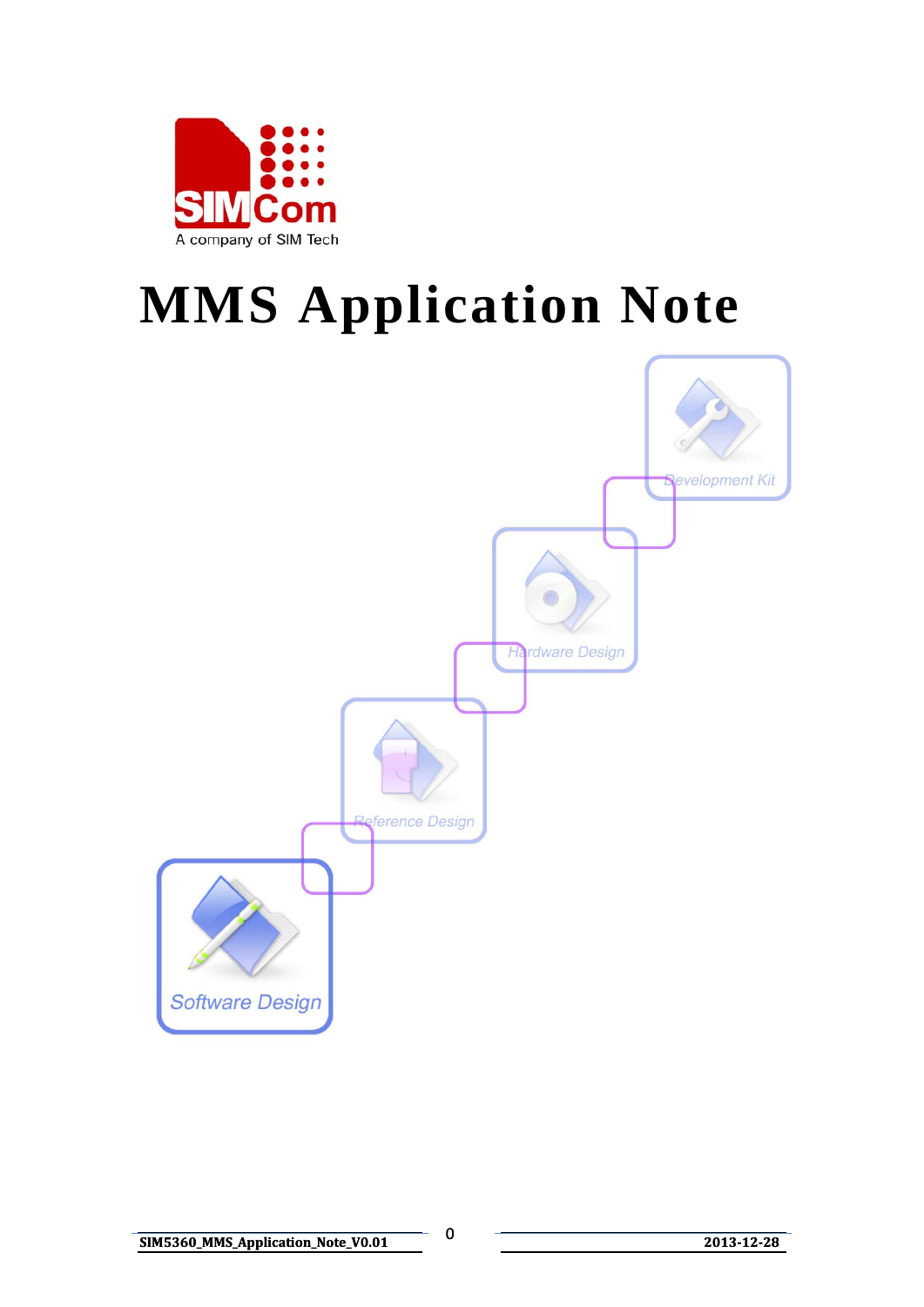# MMS Application Note

Development Kit

Hardware Design

Reference Design

Software Design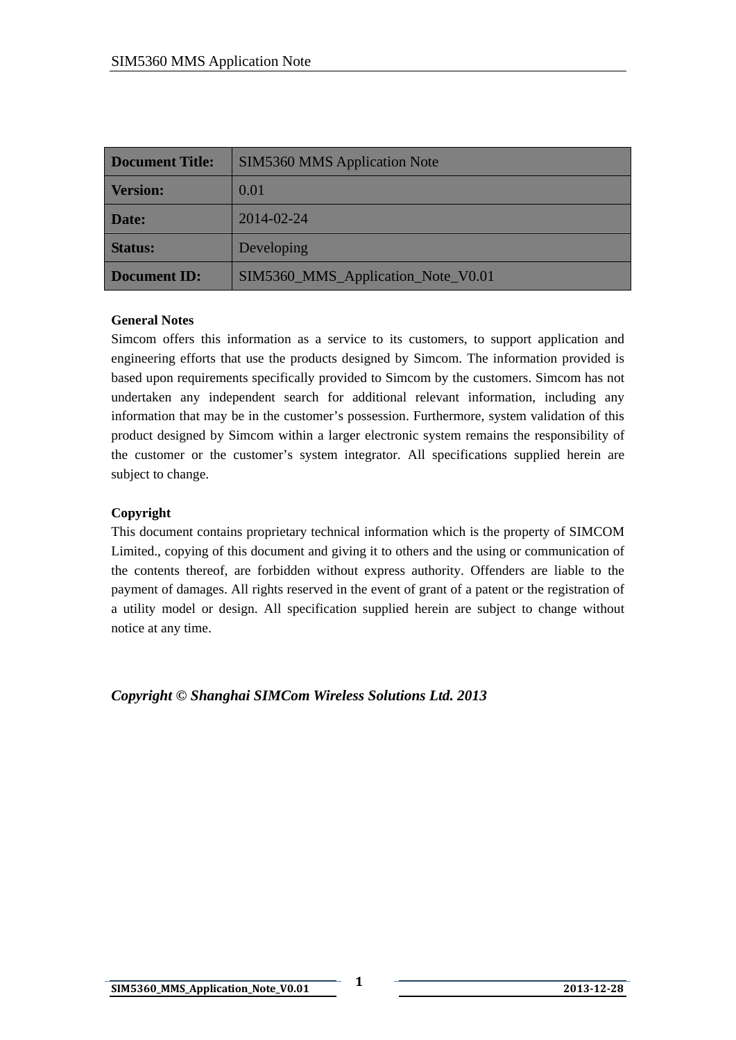| Document Title: | SIM5360 MMS Application Note |
| --- | --- |
| **Version:** | 0.01 |
| **Date:** | 2014-02-24 |
| **Status:** | Developing |
| **Document ID:** | SIM5360_MMS_Application_Note_V0.01 |

**General Notes**

Simcom offers this information as a service to its customers, to support application and engineering efforts that use the products designed by Simcom. The information provided is based upon requirements specifically provided to Simcom by the customers. Simcom has not undertaken any independent search for additional relevant information, including any information that may be in the customer's possession. Furthermore, system validation of this product designed by Simcom within a larger electronic system remains the responsibility of the customer or the customer's system integrator. All specifications supplied herein are subject to change.

**Copyright**

This document contains proprietary technical information which is the property of SIMCOM Limited., copying of this document and giving it to others and the using or communication of the contents thereof, are forbidden without express authority. Offenders are liable to the payment of damages. All rights reserved in the event of grant of a patent or the registration of a utility model or design. All specification supplied herein are subject to change without notice at any time.

***Copyright © Shanghai SIMCom Wireless Solutions Ltd. 2013***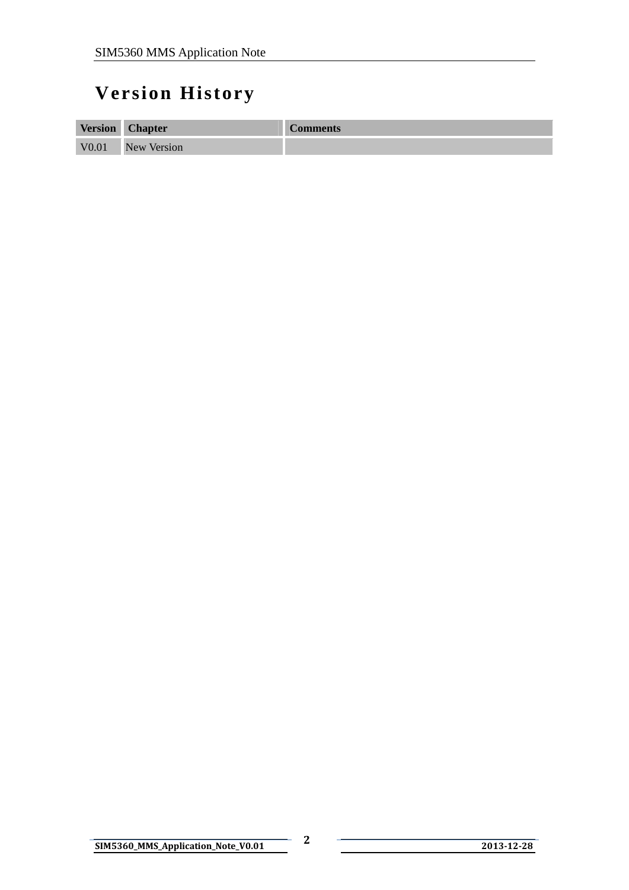# Version History

| Version | Chapter | Comments |
| --- | --- | --- |
| V0.01 | New Version | |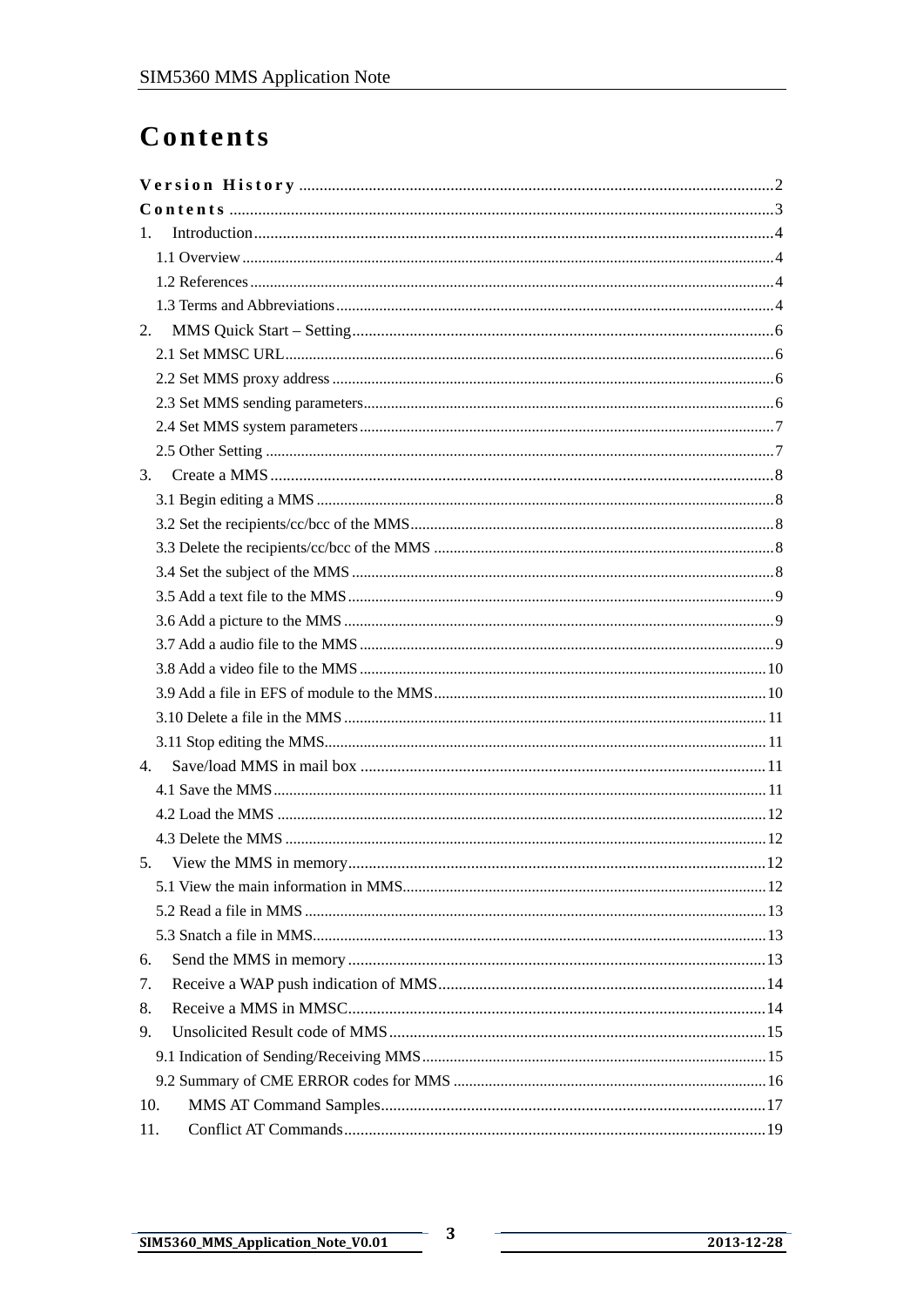# Contents

Version History ........................................................................................................2

Contents ...................................................................................................................3

1. Introduction..............................................................................................................4
   - 1.1 Overview..........................................................................................................4
   - 1.2 References........................................................................................................4
   - 1.3 Terms and Abbreviations..................................................................................4
2. MMS Quick Start – Setting.......................................................................................6
   - 2.1 Set MMSC URL...............................................................................................6
   - 2.2 Set MMS proxy address ...................................................................................6
   - 2.3 Set MMS sending parameters...........................................................................6
   - 2.4 Set MMS system parameters............................................................................7
   - 2.5 Other Setting ....................................................................................................7
3. Create a MMS...........................................................................................................8
   - 3.1 Begin editing a MMS .......................................................................................8
   - 3.2 Set the recipients/cc/bcc of the MMS...............................................................8
   - 3.3 Delete the recipients/cc/bcc of the MMS .........................................................8
   - 3.4 Set the subject of the MMS ..............................................................................8
   - 3.5 Add a text file to the MMS...............................................................................9
   - 3.6 Add a picture to the MMS ................................................................................9
   - 3.7 Add a audio file to the MMS ............................................................................9
   - 3.8 Add a video file to the MMS ..........................................................................10
   - 3.9 Add a file in EFS of module to the MMS.......................................................10
   - 3.10 Delete a file in the MMS .............................................................................11
   - 3.11 Stop editing the MMS..................................................................................11
4. Save/load MMS in mail box ..................................................................................11
   - 4.1 Save the MMS................................................................................................11
   - 4.2 Load the MMS ...............................................................................................12
   - 4.3 Delete the MMS .............................................................................................12
5. View the MMS in memory.....................................................................................12
   - 5.1 View the main information in MMS...............................................................12
   - 5.2 Read a file in MMS ........................................................................................13
   - 5.3 Snatch a file in MMS......................................................................................13
6. Send the MMS in memory .....................................................................................13
7. Receive a WAP push indication of MMS...............................................................14
8. Receive a MMS in MMSC.....................................................................................14
9. Unsolicited Result code of MMS...........................................................................15
   - 9.1 Indication of Sending/Receiving MMS..........................................................15
   - 9.2 Summary of CME ERROR codes for MMS ..................................................16
10. MMS AT Command Samples...............................................................................17
11. Conflict AT Commands........................................................................................19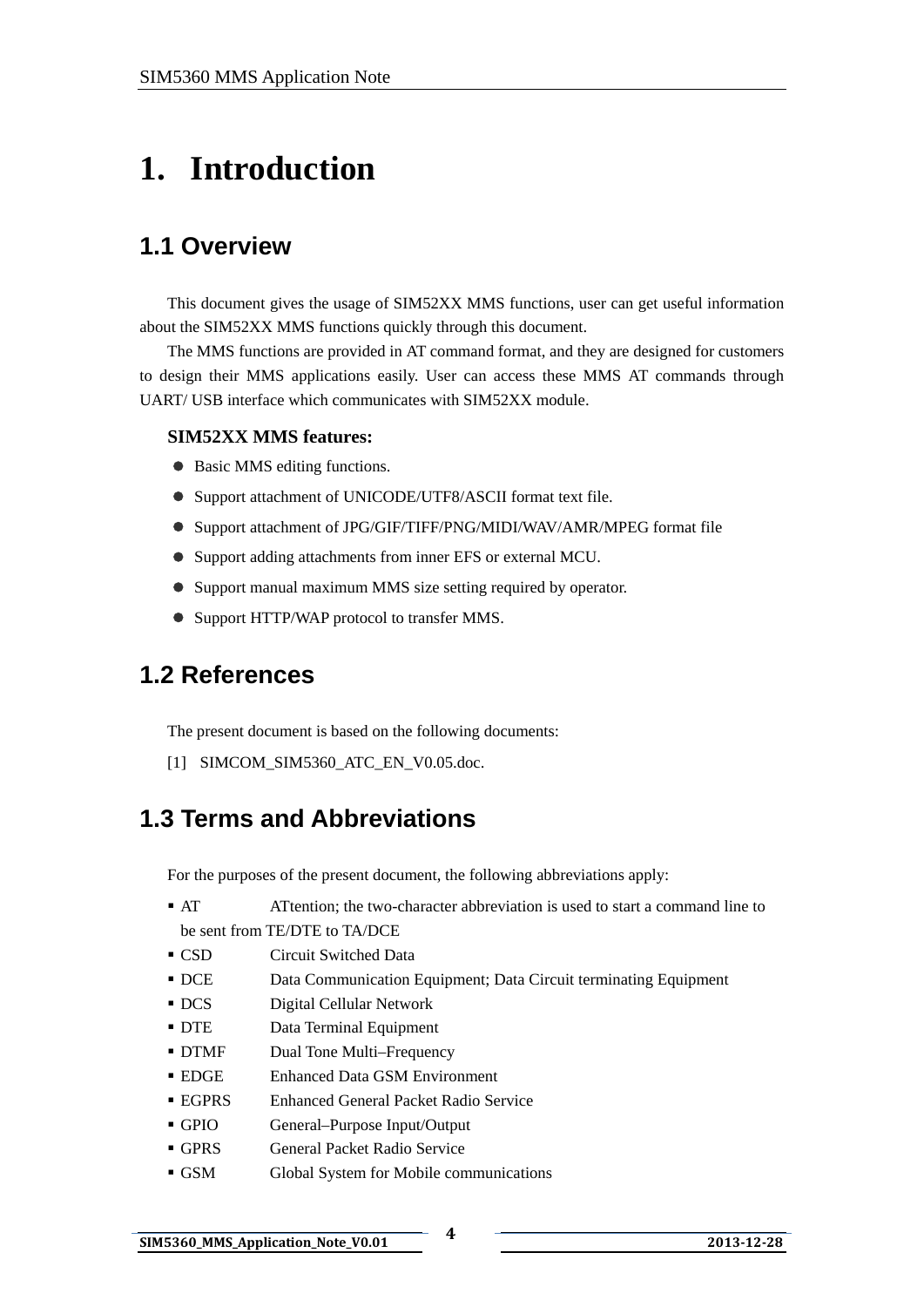# 1. Introduction

## 1.1 Overview

This document gives the usage of SIM52XX MMS functions, user can get useful information about the SIM52XX MMS functions quickly through this document.

The MMS functions are provided in AT command format, and they are designed for customers to design their MMS applications easily. User can access these MMS AT commands through UART/ USB interface which communicates with SIM52XX module.

**SIM52XX MMS features:**

- Basic MMS editing functions.
- Support attachment of UNICODE/UTF8/ASCII format text file.
- Support attachment of JPG/GIF/TIFF/PNG/MIDI/WAV/AMR/MPEG format file
- Support adding attachments from inner EFS or external MCU.
- Support manual maximum MMS size setting required by operator.
- Support HTTP/WAP protocol to transfer MMS.

## 1.2 References

The present document is based on the following documents:

[1] SIMCOM_SIM5360_ATC_EN_V0.05.doc.

## 1.3 Terms and Abbreviations

For the purposes of the present document, the following abbreviations apply:

- AT ATtention; the two-character abbreviation is used to start a command line to be sent from TE/DTE to TA/DCE
- CSD Circuit Switched Data
- DCE Data Communication Equipment; Data Circuit terminating Equipment
- DCS Digital Cellular Network
- DTE Data Terminal Equipment
- DTMF Dual Tone Multi–Frequency
- EDGE Enhanced Data GSM Environment
- EGPRS Enhanced General Packet Radio Service
- GPIO General–Purpose Input/Output
- GPRS General Packet Radio Service
- GSM Global System for Mobile communications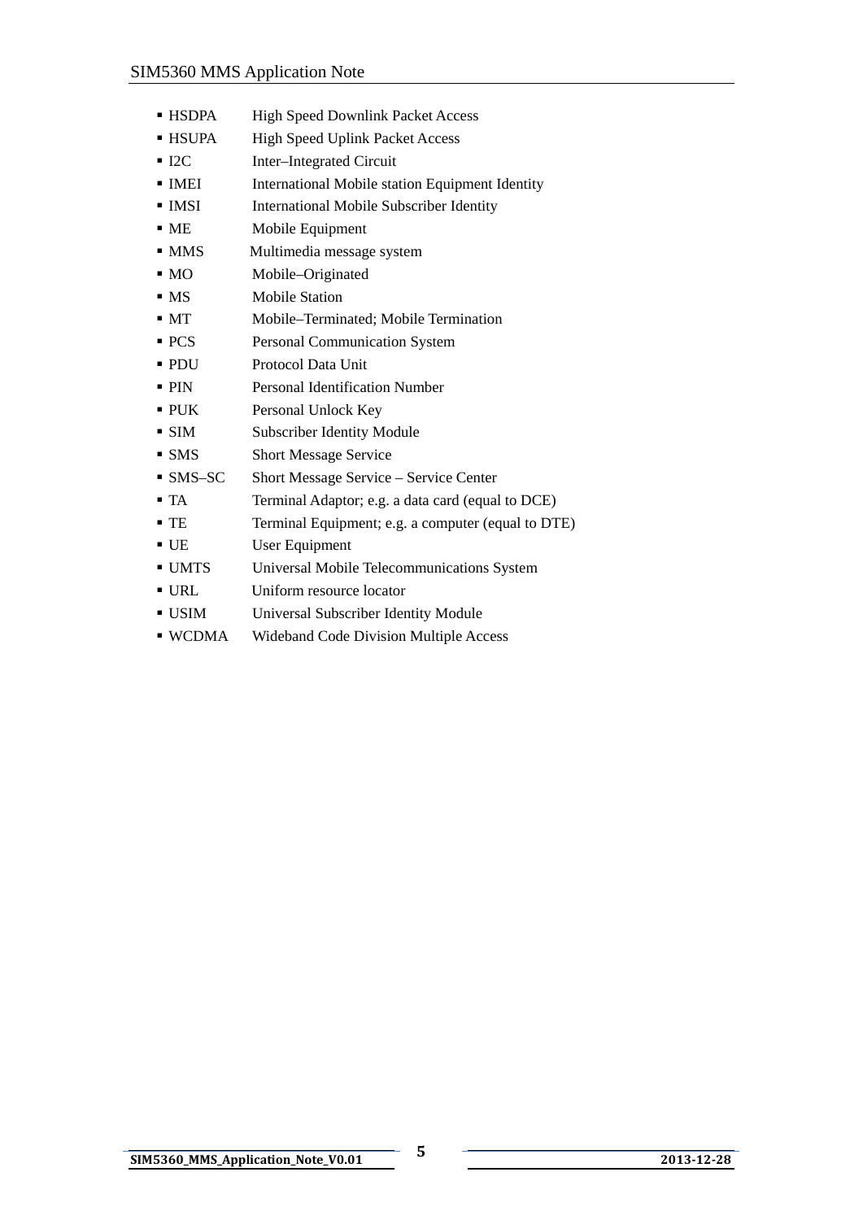- HSDPA High Speed Downlink Packet Access
- HSUPA High Speed Uplink Packet Access
- I2C Inter–Integrated Circuit
- IMEI International Mobile station Equipment Identity
- IMSI International Mobile Subscriber Identity
- ME Mobile Equipment
- MMS Multimedia message system
- MO Mobile–Originated
- MS Mobile Station
- MT Mobile–Terminated; Mobile Termination
- PCS Personal Communication System
- PDU Protocol Data Unit
- PIN Personal Identification Number
- PUK Personal Unlock Key
- SIM Subscriber Identity Module
- SMS Short Message Service
- SMS–SC Short Message Service – Service Center
- TA Terminal Adaptor; e.g. a data card (equal to DCE)
- TE Terminal Equipment; e.g. a computer (equal to DTE)
- UE User Equipment
- UMTS Universal Mobile Telecommunications System
- URL Uniform resource locator
- USIM Universal Subscriber Identity Module
- WCDMA Wideband Code Division Multiple Access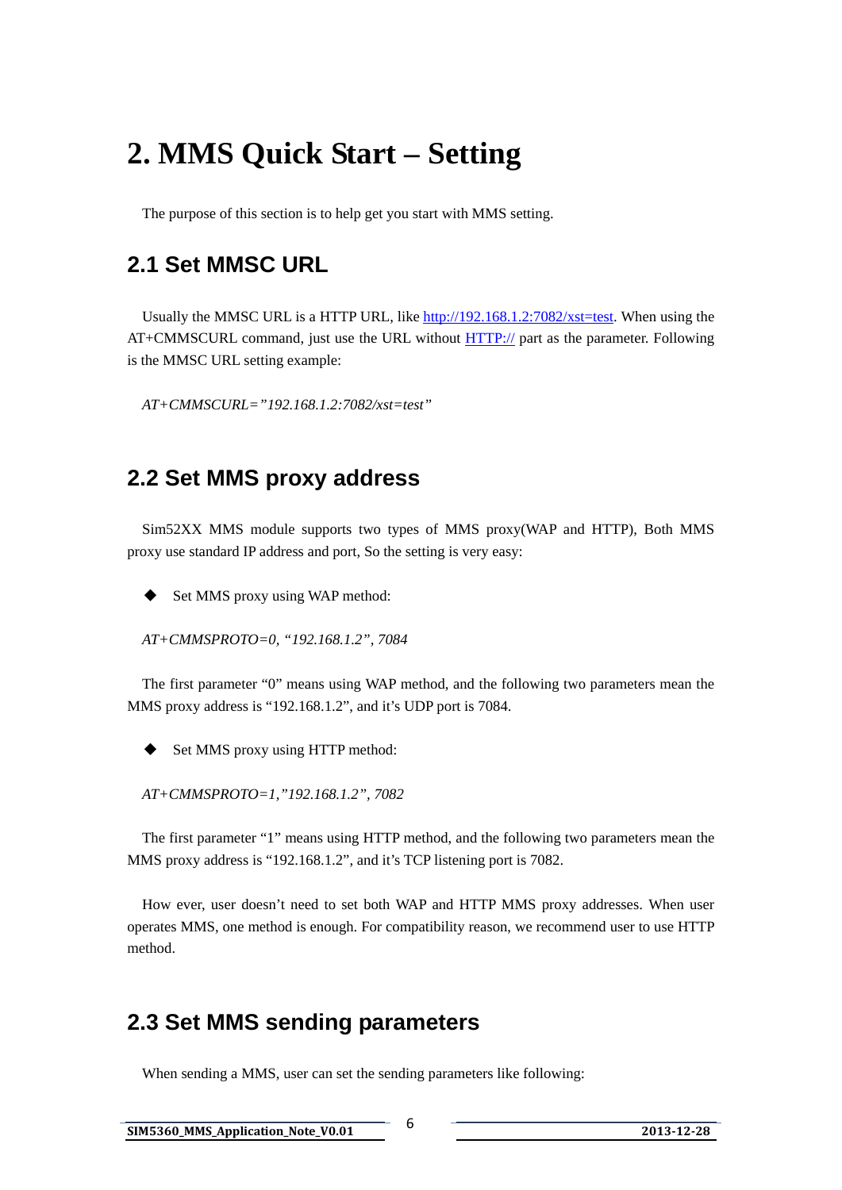# 2. MMS Quick Start – Setting

The purpose of this section is to help get you start with MMS setting.

## 2.1 Set MMSC URL

Usually the MMSC URL is a HTTP URL, like http://192.168.1.2:7082/xst=test. When using the AT+CMMSCURL command, just use the URL without HTTP:// part as the parameter. Following is the MMSC URL setting example:

*AT+CMMSCURL="192.168.1.2:7082/xst=test"*

## 2.2 Set MMS proxy address

Sim52XX MMS module supports two types of MMS proxy(WAP and HTTP), Both MMS proxy use standard IP address and port, So the setting is very easy:

- Set MMS proxy using WAP method:

*AT+CMMSPROTO=0, "192.168.1.2", 7084*

The first parameter "0" means using WAP method, and the following two parameters mean the MMS proxy address is "192.168.1.2", and it's UDP port is 7084.

- Set MMS proxy using HTTP method:

*AT+CMMSPROTO=1,"192.168.1.2", 7082*

The first parameter "1" means using HTTP method, and the following two parameters mean the MMS proxy address is "192.168.1.2", and it's TCP listening port is 7082.

How ever, user doesn't need to set both WAP and HTTP MMS proxy addresses. When user operates MMS, one method is enough. For compatibility reason, we recommend user to use HTTP method.

## 2.3 Set MMS sending parameters

When sending a MMS, user can set the sending parameters like following: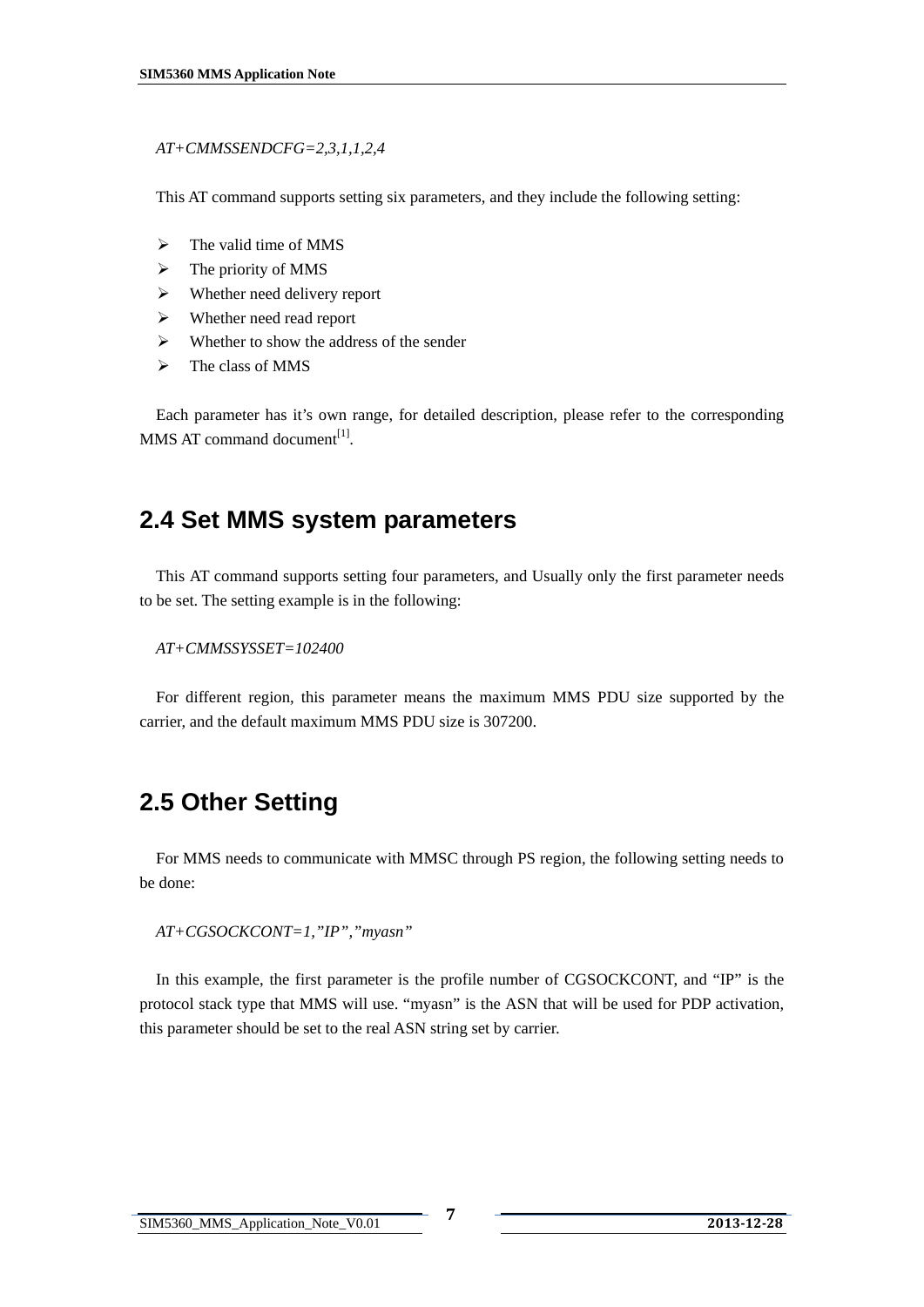*AT+CMMSSENDCFG=2,3,1,1,2,4*

This AT command supports setting six parameters, and they include the following setting:

- The valid time of MMS
- The priority of MMS
- Whether need delivery report
- Whether need read report
- Whether to show the address of the sender
- The class of MMS

Each parameter has it's own range, for detailed description, please refer to the corresponding MMS AT command document[1].

## 2.4 Set MMS system parameters

This AT command supports setting four parameters, and Usually only the first parameter needs to be set. The setting example is in the following:

*AT+CMMSSYSSET=102400*

For different region, this parameter means the maximum MMS PDU size supported by the carrier, and the default maximum MMS PDU size is 307200.

## 2.5 Other Setting

For MMS needs to communicate with MMSC through PS region, the following setting needs to be done:

*AT+CGSOCKCONT=1,"IP","myasn"*

In this example, the first parameter is the profile number of CGSOCKCONT, and "IP" is the protocol stack type that MMS will use. "myasn" is the ASN that will be used for PDP activation, this parameter should be set to the real ASN string set by carrier.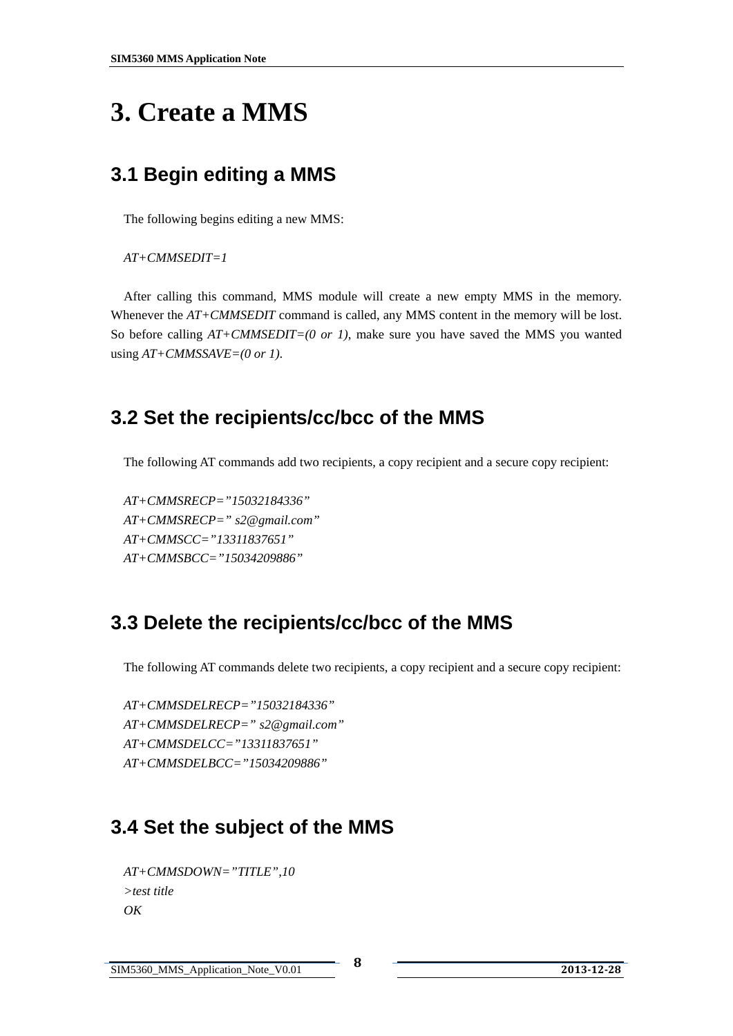# 3. Create a MMS

## 3.1 Begin editing a MMS

The following begins editing a new MMS:

*AT+CMMSEDIT=1*

After calling this command, MMS module will create a new empty MMS in the memory. Whenever the *AT+CMMSEDIT* command is called, any MMS content in the memory will be lost. So before calling *AT+CMMSEDIT=(0 or 1)*, make sure you have saved the MMS you wanted using *AT+CMMSSAVE=(0 or 1)*.

## 3.2 Set the recipients/cc/bcc of the MMS

The following AT commands add two recipients, a copy recipient and a secure copy recipient:

*AT+CMMSRECP=”15032184336”*
*AT+CMMSRECP=” s2@gmail.com”*
*AT+CMMSCC=”13311837651”*
*AT+CMMSBCC=”15034209886”*

## 3.3 Delete the recipients/cc/bcc of the MMS

The following AT commands delete two recipients, a copy recipient and a secure copy recipient:

*AT+CMMSDELRECP=”15032184336”*
*AT+CMMSDELRECP=” s2@gmail.com”*
*AT+CMMSDELCC=”13311837651”*
*AT+CMMSDELBCC=”15034209886”*

## 3.4 Set the subject of the MMS

*AT+CMMSDOWN=”TITLE”,10*
*>test title*
*OK*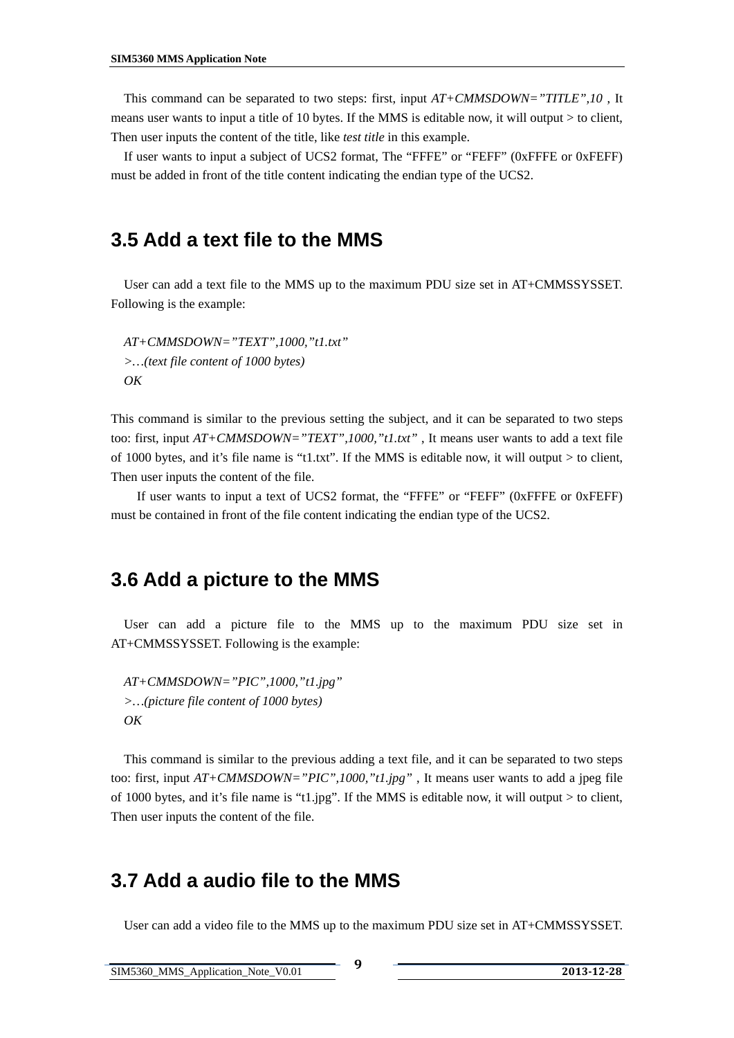This command can be separated to two steps: first, input *AT+CMMSDOWN="TITLE",10* , It means user wants to input a title of 10 bytes. If the MMS is editable now, it will output > to client, Then user inputs the content of the title, like *test title* in this example.

If user wants to input a subject of UCS2 format, The "FFFE" or "FEFF" (0xFFFE or 0xFEFF) must be added in front of the title content indicating the endian type of the UCS2.

## 3.5 Add a text file to the MMS

User can add a text file to the MMS up to the maximum PDU size set in AT+CMMSSYSSET. Following is the example:

*AT+CMMSDOWN="TEXT",1000,"t1.txt"*
*>…(text file content of 1000 bytes)*
*OK*

This command is similar to the previous setting the subject, and it can be separated to two steps too: first, input *AT+CMMSDOWN="TEXT",1000,"t1.txt"* , It means user wants to add a text file of 1000 bytes, and it's file name is "t1.txt". If the MMS is editable now, it will output > to client, Then user inputs the content of the file.

If user wants to input a text of UCS2 format, the "FFFE" or "FEFF" (0xFFFE or 0xFEFF) must be contained in front of the file content indicating the endian type of the UCS2.

## 3.6 Add a picture to the MMS

User can add a picture file to the MMS up to the maximum PDU size set in AT+CMMSSYSSET. Following is the example:

*AT+CMMSDOWN="PIC",1000,"t1.jpg"*
*>…(picture file content of 1000 bytes)*
*OK*

This command is similar to the previous adding a text file, and it can be separated to two steps too: first, input *AT+CMMSDOWN="PIC",1000,"t1.jpg"* , It means user wants to add a jpeg file of 1000 bytes, and it's file name is "t1.jpg". If the MMS is editable now, it will output > to client, Then user inputs the content of the file.

## 3.7 Add a audio file to the MMS

User can add a video file to the MMS up to the maximum PDU size set in AT+CMMSSYSSET.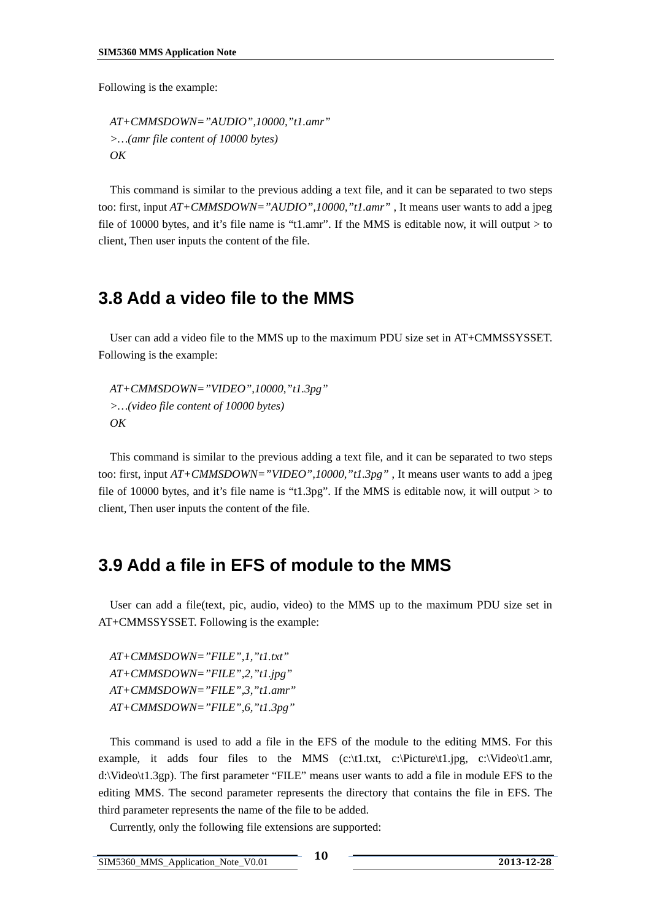Following is the example:

*AT+CMMSDOWN="AUDIO",10000,"t1.amr"*
*>…(amr file content of 10000 bytes)*
*OK*

This command is similar to the previous adding a text file, and it can be separated to two steps too: first, input *AT+CMMSDOWN="AUDIO",10000,"t1.amr"* , It means user wants to add a jpeg file of 10000 bytes, and it's file name is "t1.amr". If the MMS is editable now, it will output > to client, Then user inputs the content of the file.

## 3.8 Add a video file to the MMS

User can add a video file to the MMS up to the maximum PDU size set in AT+CMMSSYSSET. Following is the example:

*AT+CMMSDOWN="VIDEO",10000,"t1.3pg"*
*>…(video file content of 10000 bytes)*
*OK*

This command is similar to the previous adding a text file, and it can be separated to two steps too: first, input *AT+CMMSDOWN="VIDEO",10000,"t1.3pg"* , It means user wants to add a jpeg file of 10000 bytes, and it's file name is "t1.3pg". If the MMS is editable now, it will output > to client, Then user inputs the content of the file.

## 3.9 Add a file in EFS of module to the MMS

User can add a file(text, pic, audio, video) to the MMS up to the maximum PDU size set in AT+CMMSSYSSET. Following is the example:

*AT+CMMSDOWN="FILE",1,"t1.txt"*
*AT+CMMSDOWN="FILE",2,"t1.jpg"*
*AT+CMMSDOWN="FILE",3,"t1.amr"*
*AT+CMMSDOWN="FILE",6,"t1.3pg"*

This command is used to add a file in the EFS of the module to the editing MMS. For this example, it adds four files to the MMS (c:\t1.txt, c:\Picture\t1.jpg, c:\Video\t1.amr, d:\Video\t1.3gp). The first parameter "FILE" means user wants to add a file in module EFS to the editing MMS. The second parameter represents the directory that contains the file in EFS. The third parameter represents the name of the file to be added.

Currently, only the following file extensions are supported: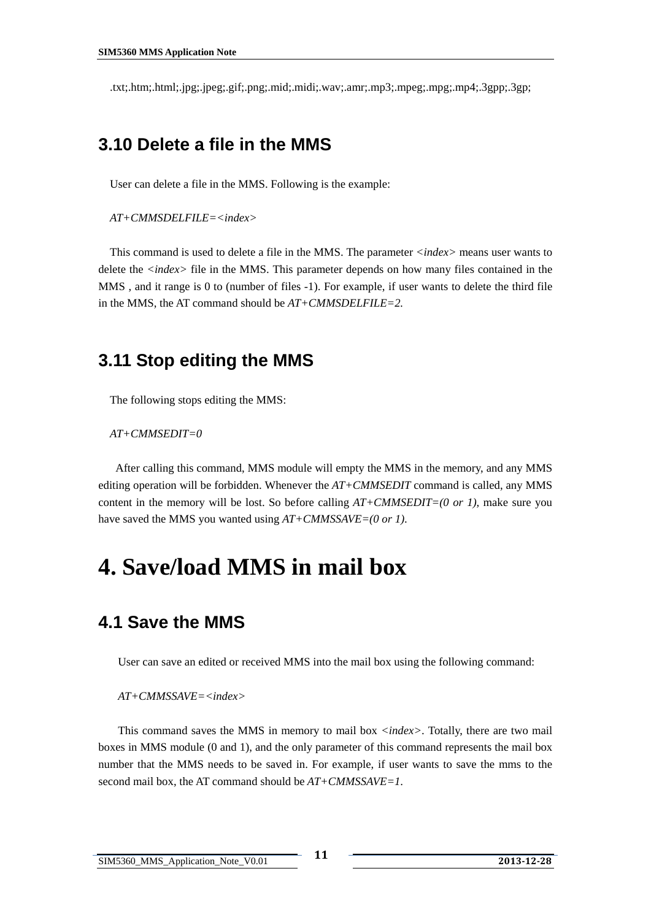.txt;.htm;.html;.jpg;.jpeg;.gif;.png;.mid;.midi;.wav;.amr;.mp3;.mpeg;.mpg;.mp4;.3gpp;.3gp;

## 3.10 Delete a file in the MMS

User can delete a file in the MMS. Following is the example:

*AT+CMMSDELFILE=<index>*

This command is used to delete a file in the MMS. The parameter *<index>* means user wants to delete the *<index>* file in the MMS. This parameter depends on how many files contained in the MMS , and it range is 0 to (number of files -1). For example, if user wants to delete the third file in the MMS, the AT command should be *AT+CMMSDELFILE=2.*

## 3.11 Stop editing the MMS

The following stops editing the MMS:

*AT+CMMSEDIT=0*

After calling this command, MMS module will empty the MMS in the memory, and any MMS editing operation will be forbidden. Whenever the *AT+CMMSEDIT* command is called, any MMS content in the memory will be lost. So before calling *AT+CMMSEDIT=(0 or 1)*, make sure you have saved the MMS you wanted using *AT+CMMSSAVE=(0 or 1).*

# 4. Save/load MMS in mail box

## 4.1 Save the MMS

User can save an edited or received MMS into the mail box using the following command:

*AT+CMMSSAVE=<index>*

This command saves the MMS in memory to mail box *<index>*. Totally, there are two mail boxes in MMS module (0 and 1), and the only parameter of this command represents the mail box number that the MMS needs to be saved in. For example, if user wants to save the mms to the second mail box, the AT command should be *AT+CMMSSAVE=1.*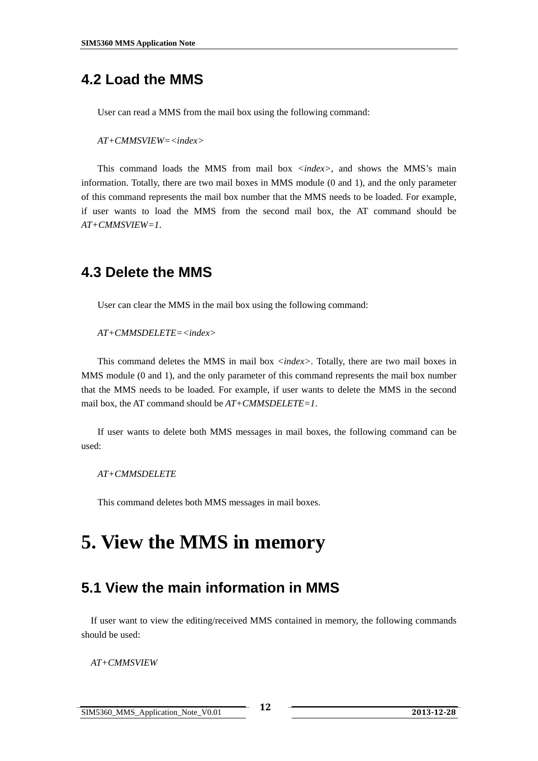## 4.2 Load the MMS

User can read a MMS from the mail box using the following command:

*AT+CMMSVIEW=<index>*

This command loads the MMS from mail box *<index>*, and shows the MMS's main information. Totally, there are two mail boxes in MMS module (0 and 1), and the only parameter of this command represents the mail box number that the MMS needs to be loaded. For example, if user wants to load the MMS from the second mail box, the AT command should be *AT+CMMSVIEW=1*.

## 4.3 Delete the MMS

User can clear the MMS in the mail box using the following command:

*AT+CMMSDELETE=<index>*

This command deletes the MMS in mail box *<index>*. Totally, there are two mail boxes in MMS module (0 and 1), and the only parameter of this command represents the mail box number that the MMS needs to be loaded. For example, if user wants to delete the MMS in the second mail box, the AT command should be *AT+CMMSDELETE=1*.

If user wants to delete both MMS messages in mail boxes, the following command can be used:

*AT+CMMSDELETE*

This command deletes both MMS messages in mail boxes.

# 5. View the MMS in memory

## 5.1 View the main information in MMS

If user want to view the editing/received MMS contained in memory, the following commands should be used:

*AT+CMMSVIEW*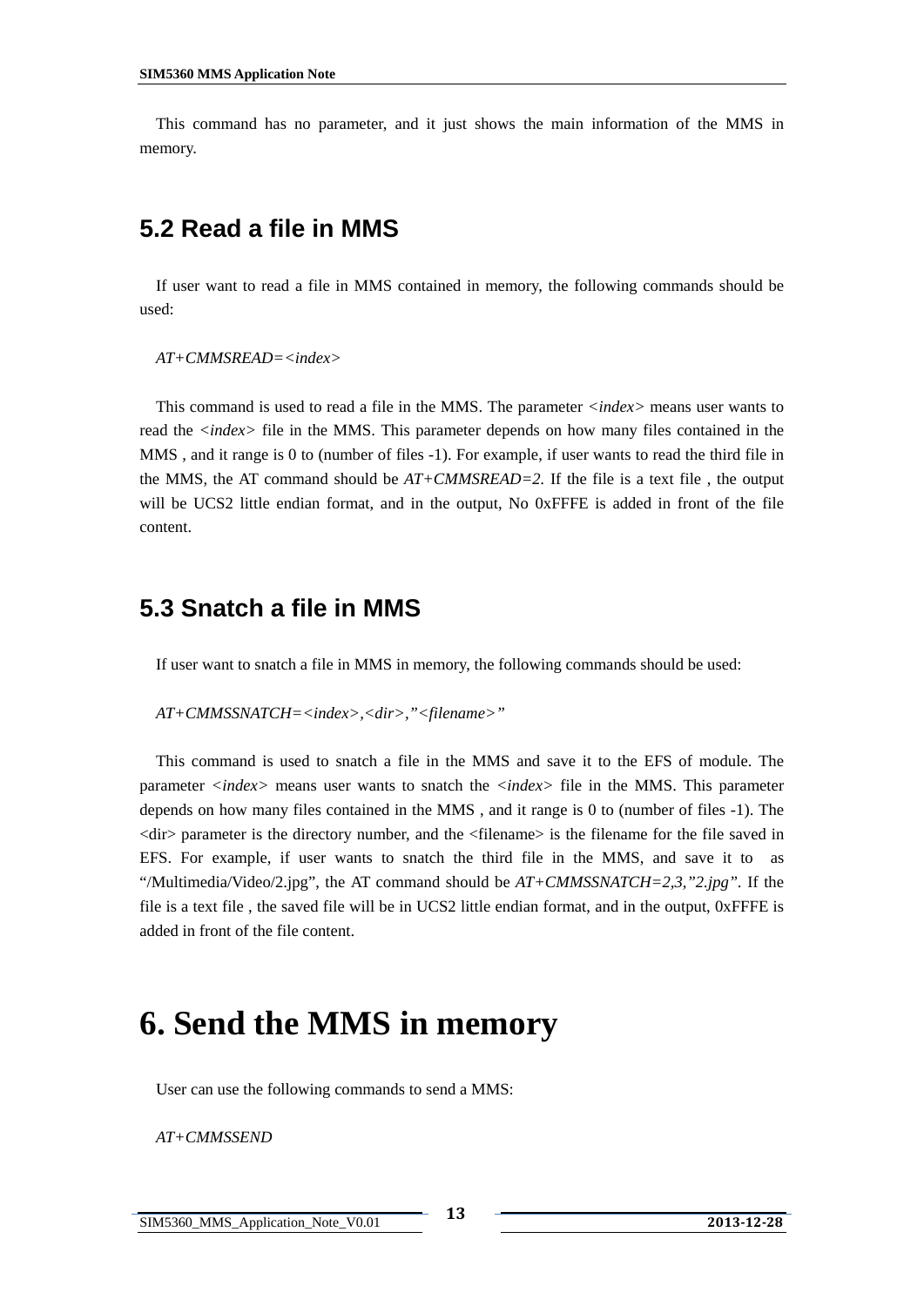This command has no parameter, and it just shows the main information of the MMS in memory.

## 5.2 Read a file in MMS

If user want to read a file in MMS contained in memory, the following commands should be used:

*AT+CMMSREAD=<index>*

This command is used to read a file in the MMS. The parameter *<index>* means user wants to read the *<index>* file in the MMS. This parameter depends on how many files contained in the MMS , and it range is 0 to (number of files -1). For example, if user wants to read the third file in the MMS, the AT command should be *AT+CMMSREAD=2*. If the file is a text file , the output will be UCS2 little endian format, and in the output, No 0xFFFE is added in front of the file content.

## 5.3 Snatch a file in MMS

If user want to snatch a file in MMS in memory, the following commands should be used:

*AT+CMMSSNATCH=<index>,<dir>,"<filename>"*

This command is used to snatch a file in the MMS and save it to the EFS of module. The parameter *<index>* means user wants to snatch the *<index>* file in the MMS. This parameter depends on how many files contained in the MMS , and it range is 0 to (number of files -1). The <dir> parameter is the directory number, and the <filename> is the filename for the file saved in EFS. For example, if user wants to snatch the third file in the MMS, and save it to as "/Multimedia/Video/2.jpg", the AT command should be *AT+CMMSSNATCH=2,3,"2.jpg"*. If the file is a text file , the saved file will be in UCS2 little endian format, and in the output, 0xFFFE is added in front of the file content.

# 6. Send the MMS in memory

User can use the following commands to send a MMS:

*AT+CMMSSEND*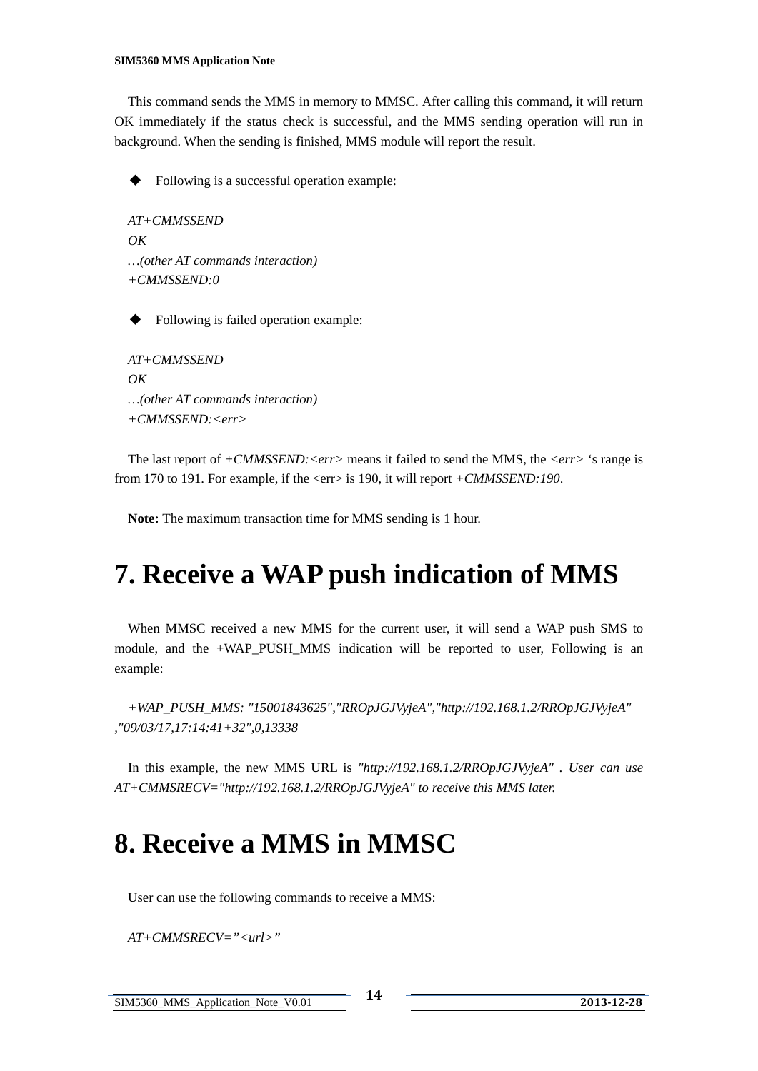This command sends the MMS in memory to MMSC. After calling this command, it will return OK immediately if the status check is successful, and the MMS sending operation will run in background. When the sending is finished, MMS module will report the result.

- Following is a successful operation example:

*AT+CMMSSEND*
*OK*
*…(other AT commands interaction)*
*+CMMSSEND:0*

- Following is failed operation example:

*AT+CMMSSEND*
*OK*
*…(other AT commands interaction)*
*+CMMSSEND:<err>*

The last report of *+CMMSSEND:<err>* means it failed to send the MMS, the *<err>* 's range is from 170 to 191. For example, if the <err> is 190, it will report *+CMMSSEND:190*.

**Note:** The maximum transaction time for MMS sending is 1 hour.

# 7. Receive a WAP push indication of MMS

When MMSC received a new MMS for the current user, it will send a WAP push SMS to module, and the +WAP_PUSH_MMS indication will be reported to user, Following is an example:

*+WAP_PUSH_MMS: "15001843625","RROpJGJVyjeA","http://192.168.1.2/RROpJGJVyjeA","09/03/17,17:14:41+32",0,13338*

In this example, the new MMS URL is *"http://192.168.1.2/RROpJGJVyjeA" . User can use AT+CMMSRECV="http://192.168.1.2/RROpJGJVyjeA" to receive this MMS later.*

# 8. Receive a MMS in MMSC

User can use the following commands to receive a MMS:

*AT+CMMSRECV="<url>"*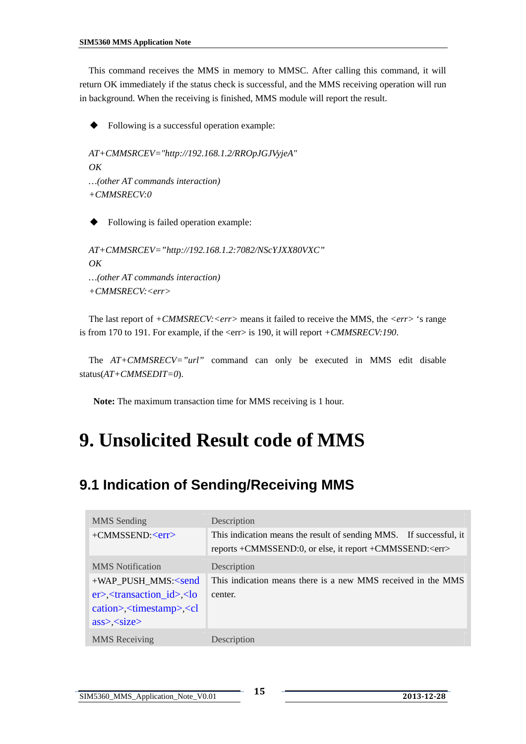This command receives the MMS in memory to MMSC. After calling this command, it will return OK immediately if the status check is successful, and the MMS receiving operation will run in background. When the receiving is finished, MMS module will report the result.

- Following is a successful operation example:

*AT+CMMSRCEV="http://192.168.1.2/RROpJGJVyjeA"*
*OK*
*…(other AT commands interaction)*
*+CMMSRECV:0*

- Following is failed operation example:

*AT+CMMSRCEV="http://192.168.1.2:7082/NScYJXX80VXC"*
*OK*
*…(other AT commands interaction)*
*+CMMSRECV:<err>*

The last report of *+CMMSRECV:<err>* means it failed to receive the MMS, the *<err>* 's range is from 170 to 191. For example, if the <err> is 190, it will report *+CMMSRECV:190*.

The *AT+CMMSRECV="url"* command can only be executed in MMS edit disable status(*AT+CMMSEDIT=0*).

**Note:** The maximum transaction time for MMS receiving is 1 hour.

# 9. Unsolicited Result code of MMS

## 9.1 Indication of Sending/Receiving MMS

| MMS Sending | Description |
|---|---|
| +CMMSSEND:<err> | This indication means the result of sending MMS. If successful, it reports +CMMSSEND:0, or else, it report +CMMSSEND:<err> |
| MMS Notification | Description |
| +WAP_PUSH_MMS:<sender>,<transaction_id>,<location>,<timestamp>,<class>,<size> | This indication means there is a new MMS received in the MMS center. |
| MMS Receiving | Description |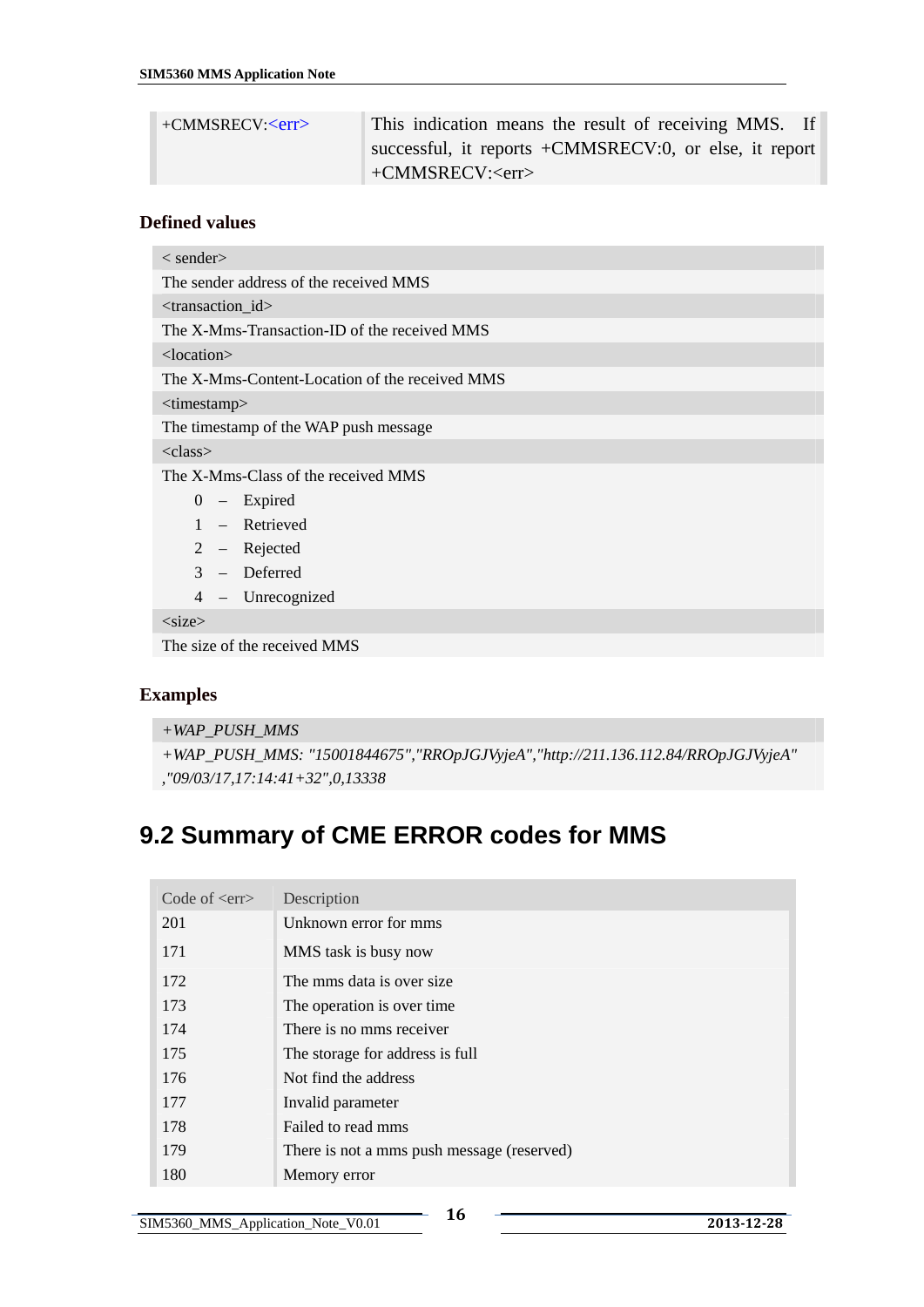| +CMMSRECV:<err> | This indication means the result of receiving MMS. If successful, it reports +CMMSRECV:0, or else, it report +CMMSRECV:<err> |
|---|---|

### Defined values

< sender>

The sender address of the received MMS

<transaction_id>

The X-Mms-Transaction-ID of the received MMS

<location>

The X-Mms-Content-Location of the received MMS

<timestamp>

The timestamp of the WAP push message

<class>

The X-Mms-Class of the received MMS

- 0 – Expired
- 1 – Retrieved
- 2 – Rejected
- 3 – Deferred
- 4 – Unrecognized

<size>

The size of the received MMS

### Examples

*+WAP_PUSH_MMS*

*+WAP_PUSH_MMS: "15001844675","RROpJGJVyjeA","http://211.136.112.84/RROpJGJVyjeA" ,"09/03/17,17:14:41+32",0,13338*

# 9.2 Summary of CME ERROR codes for MMS

| Code of <err> | Description |
|---|---|
| 201 | Unknown error for mms |
| 171 | MMS task is busy now |
| 172 | The mms data is over size |
| 173 | The operation is over time |
| 174 | There is no mms receiver |
| 175 | The storage for address is full |
| 176 | Not find the address |
| 177 | Invalid parameter |
| 178 | Failed to read mms |
| 179 | There is not a mms push message (reserved) |
| 180 | Memory error |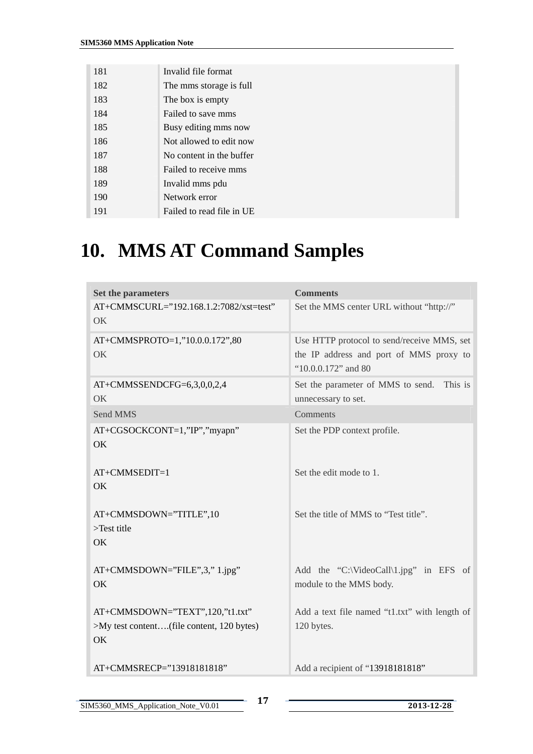| | |
|---|---|
| 181 | Invalid file format |
| 182 | The mms storage is full |
| 183 | The box is empty |
| 184 | Failed to save mms |
| 185 | Busy editing mms now |
| 186 | Not allowed to edit now |
| 187 | No content in the buffer |
| 188 | Failed to receive mms |
| 189 | Invalid mms pdu |
| 190 | Network error |
| 191 | Failed to read file in UE |

# 10. MMS AT Command Samples

| **Set the parameters** | **Comments** |
|---|---|
| AT+CMMSCURL="192.168.1.2:7082/xst=test"<br>OK | Set the MMS center URL without "http://" |
| AT+CMMSPROTO=1,"10.0.0.172",80<br>OK | Use HTTP protocol to send/receive MMS, set the IP address and port of MMS proxy to "10.0.0.172" and 80 |
| AT+CMMSSENDCFG=6,3,0,0,2,4<br>OK | Set the parameter of MMS to send. This is unnecessary to set. |
| Send MMS | Comments |
| AT+CGSOCKCONT=1,"IP","myapn"<br>OK | Set the PDP context profile. |
| AT+CMMSEDIT=1<br>OK | Set the edit mode to 1. |
| AT+CMMSDOWN="TITLE",10<br>>Test title<br>OK | Set the title of MMS to "Test title". |
| AT+CMMSDOWN="FILE",3," 1.jpg"<br>OK | Add the "C:\VideoCall\1.jpg" in EFS of module to the MMS body. |
| AT+CMMSDOWN="TEXT",120,"t1.txt"<br>>My test content….(file content, 120 bytes)<br>OK | Add a text file named "t1.txt" with length of 120 bytes. |
| AT+CMMSRECP="13918181818" | Add a recipient of "13918181818" |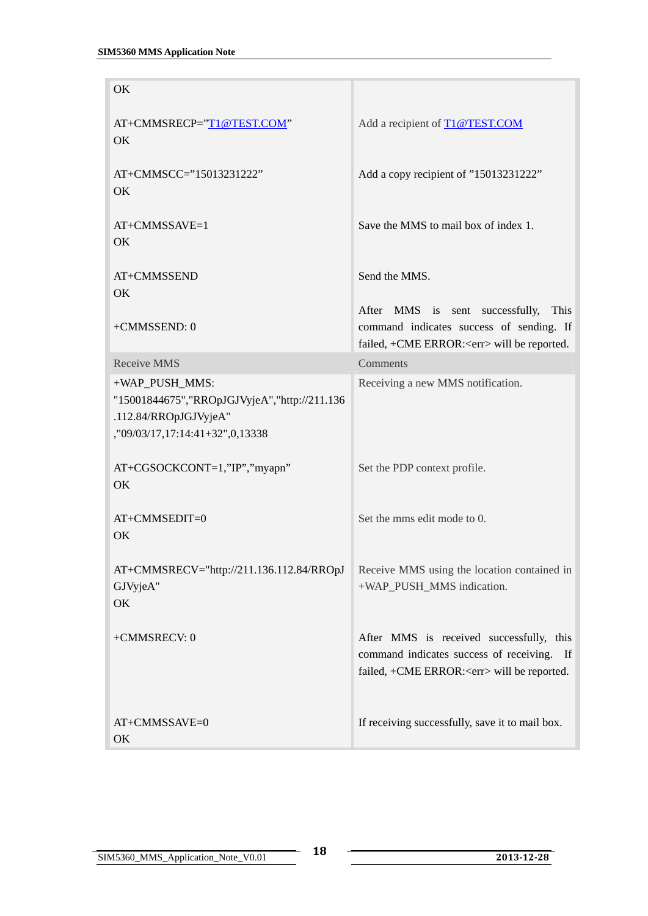| | |
|---|---|
| OK<br><br>AT+CMMSRECP="T1@TEST.COM"<br>OK | Add a recipient of T1@TEST.COM |
| AT+CMMSCC="15013231222"<br>OK | Add a copy recipient of "15013231222" |
| AT+CMMSSAVE=1<br>OK | Save the MMS to mail box of index 1. |
| AT+CMMSSEND<br>OK | Send the MMS. |
| +CMMSEND: 0 | After MMS is sent successfully, This command indicates success of sending. If failed, +CME ERROR:<err> will be reported. |
| Receive MMS | Comments |
| +WAP_PUSH_MMS: "15001844675","RROpJGJVyjeA","http://211.136.112.84/RROpJGJVyjeA" ,"09/03/17,17:14:41+32",0,13338 | Receiving a new MMS notification. |
| AT+CGSOCKCONT=1,"IP","myapn"<br>OK | Set the PDP context profile. |
| AT+CMMSEDIT=0<br>OK | Set the mms edit mode to 0. |
| AT+CMMSRECV="http://211.136.112.84/RROpJGJVyjeA"<br>OK | Receive MMS using the location contained in +WAP_PUSH_MMS indication. |
| +CMMSRECV: 0 | After MMS is received successfully, this command indicates success of receiving. If failed, +CME ERROR:<err> will be reported. |
| AT+CMMSSAVE=0<br>OK | If receiving successfully, save it to mail box. |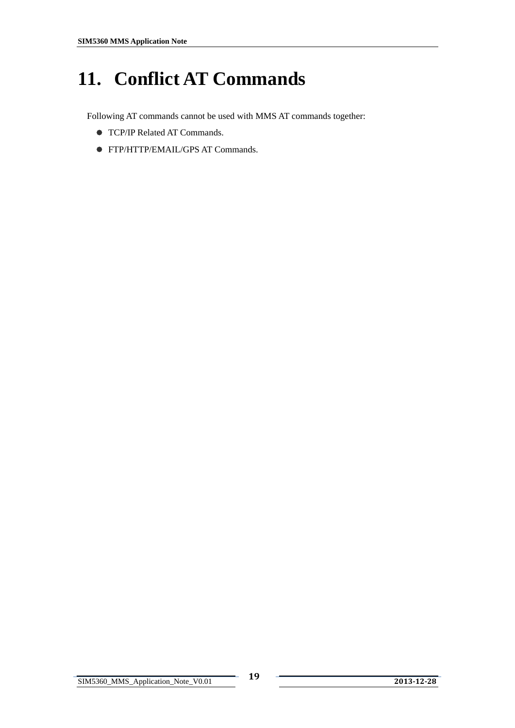# 11. Conflict AT Commands

Following AT commands cannot be used with MMS AT commands together:

- TCP/IP Related AT Commands.
- FTP/HTTP/EMAIL/GPS AT Commands.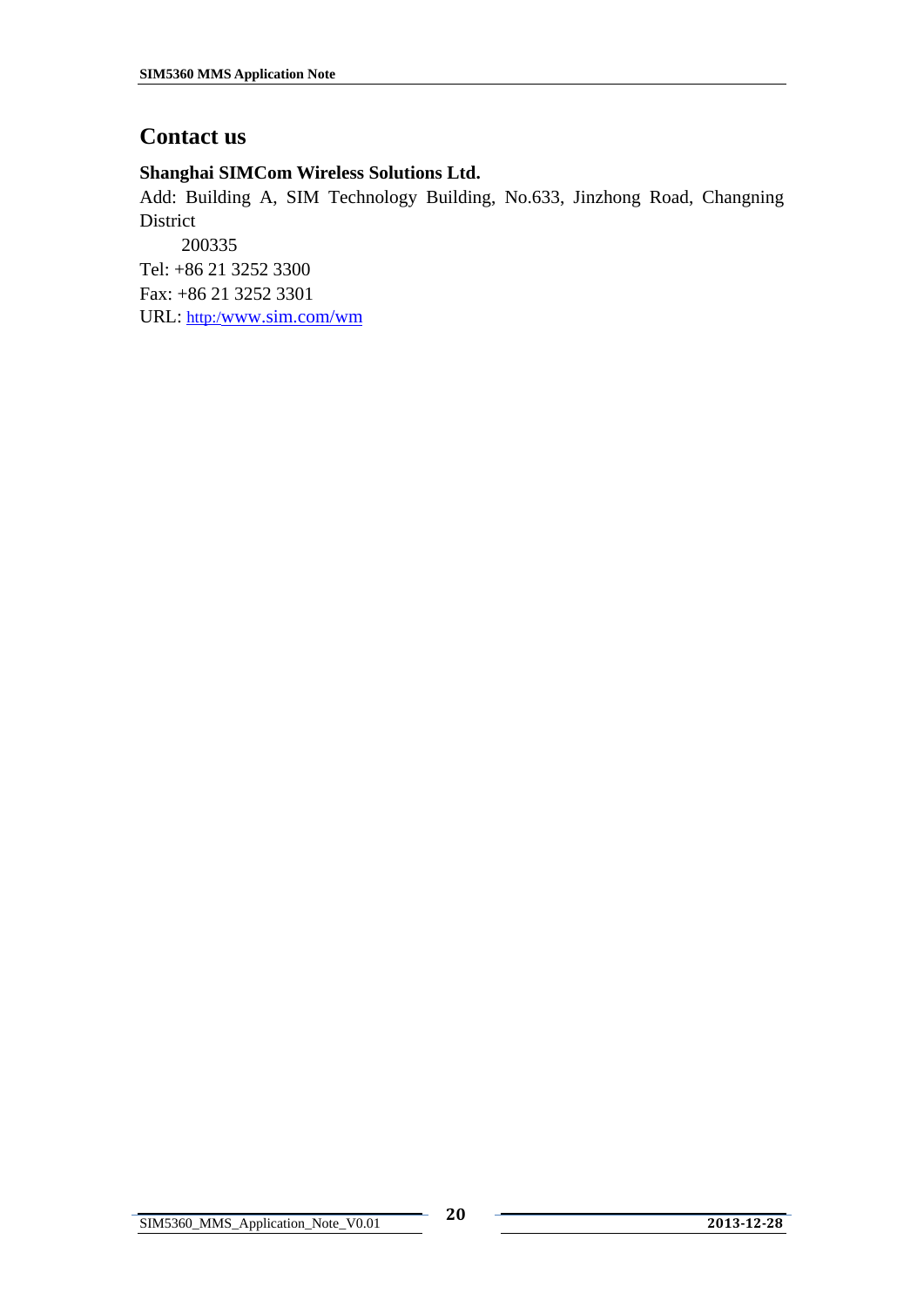# Contact us

**Shanghai SIMCom Wireless Solutions Ltd.**

Add: Building A, SIM Technology Building, No.633, Jinzhong Road, Changning District

200335

Tel: +86 21 3252 3300

Fax: +86 21 3252 3301

URL: http:/www.sim.com/wm